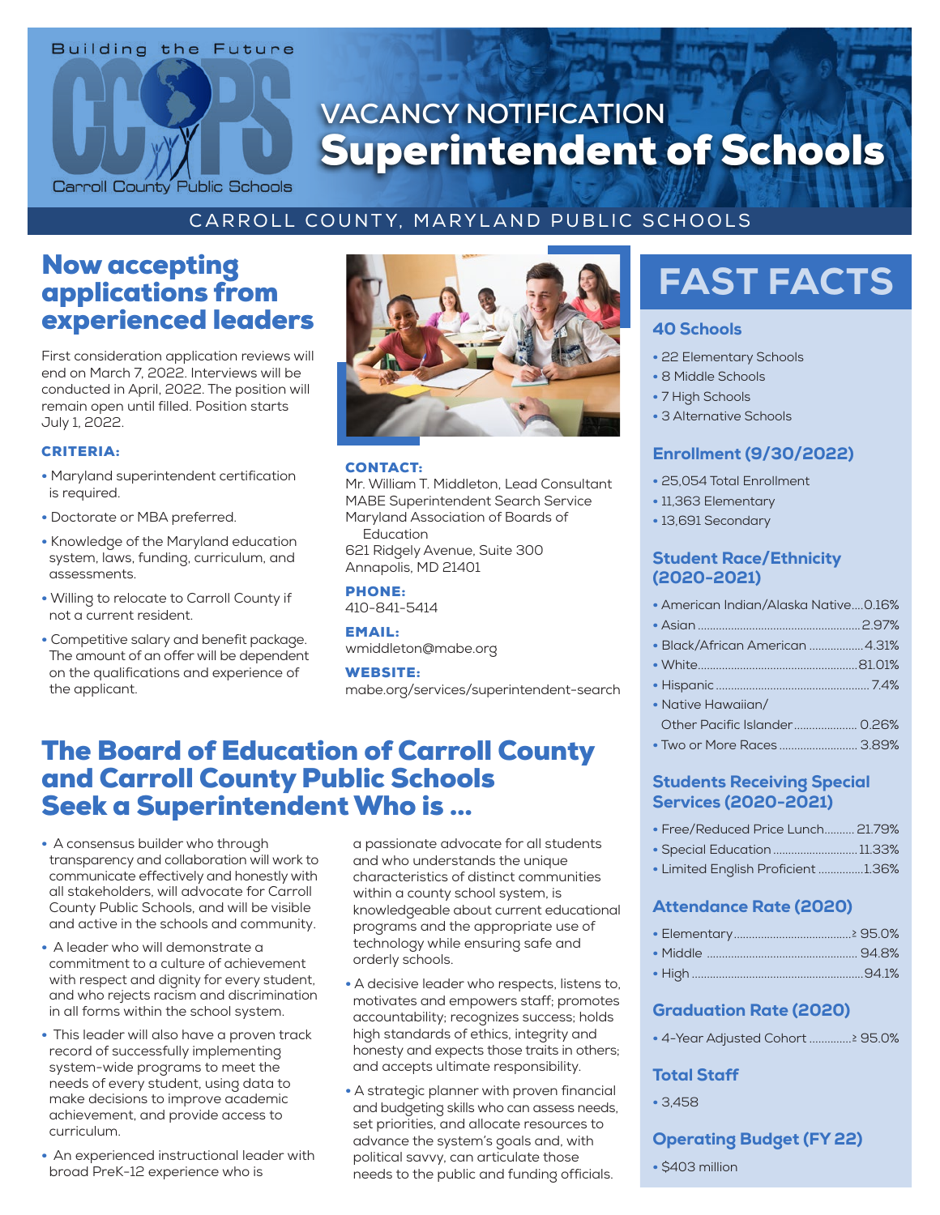Building the Future

Carroll County Public Schools

# VACANCY NOTIFICATION
# Superintendent of Schools

CARROLL COUNTY, MARYLAND PUBLIC SCHOOLS

## Now accepting applications from experienced leaders

First consideration application reviews will end on March 7, 2022. Interviews will be conducted in April, 2022. The position will remain open until filled. Position starts July 1, 2022.

### CRITERIA:

- Maryland superintendent certification is required.
- Doctorate or MBA preferred.
- Knowledge of the Maryland education system, laws, funding, curriculum, and assessments.
- Willing to relocate to Carroll County if not a current resident.
- Competitive salary and benefit package. The amount of an offer will be dependent on the qualifications and experience of the applicant.

### CONTACT:

Mr. William T. Middleton, Lead Consultant
MABE Superintendent Search Service
Maryland Association of Boards of Education
621 Ridgely Avenue, Suite 300
Annapolis, MD 21401

### PHONE:

410-841-5414

### EMAIL:

wmiddleton@mabe.org

### WEBSITE:

mabe.org/services/superintendent-search

## The Board of Education of Carroll County and Carroll County Public Schools Seek a Superintendent Who is ...

- A consensus builder who through transparency and collaboration will work to communicate effectively and honestly with all stakeholders, will advocate for Carroll County Public Schools, and will be visible and active in the schools and community.
- A leader who will demonstrate a commitment to a culture of achievement with respect and dignity for every student, and who rejects racism and discrimination in all forms within the school system.
- This leader will also have a proven track record of successfully implementing system-wide programs to meet the needs of every student, using data to make decisions to improve academic achievement, and provide access to curriculum.
- An experienced instructional leader with broad PreK-12 experience who is a passionate advocate for all students and who understands the unique characteristics of distinct communities within a county school system, is knowledgeable about current educational programs and the appropriate use of technology while ensuring safe and orderly schools.
- A decisive leader who respects, listens to, motivates and empowers staff; promotes accountability; recognizes success; holds high standards of ethics, integrity and honesty and expects those traits in others; and accepts ultimate responsibility.
- A strategic planner with proven financial and budgeting skills who can assess needs, set priorities, and allocate resources to advance the system's goals and, with political savvy, can articulate those needs to the public and funding officials.

## FAST FACTS

### 40 Schools

- 22 Elementary Schools
- 8 Middle Schools
- 7 High Schools
- 3 Alternative Schools

### Enrollment (9/30/2022)

- 25,054 Total Enrollment
- 11,363 Elementary
- 13,691 Secondary

### Student Race/Ethnicity (2020-2021)

- American Indian/Alaska Native....0.16%
- Asian....2.97%
- Black/African American....4.31%
- White....81.01%
- Hispanic....7.4%
- Native Hawaiian/Other Pacific Islander....0.26%
- Two or More Races....3.89%

### Students Receiving Special Services (2020-2021)

- Free/Reduced Price Lunch....21.79%
- Special Education....11.33%
- Limited English Proficient....1.36%

### Attendance Rate (2020)

- Elementary....≥ 95.0%
- Middle....94.8%
- High....94.1%

### Graduation Rate (2020)

- 4-Year Adjusted Cohort....≥ 95.0%

### Total Staff

- 3,458

### Operating Budget (FY 22)

- $403 million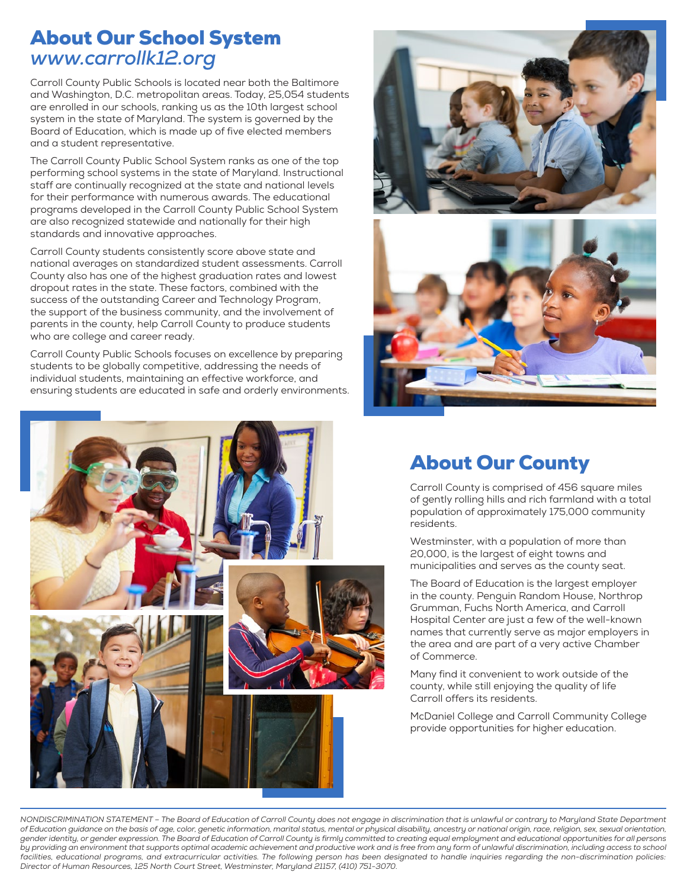## About Our School System

*www.carrollk12.org*

Carroll County Public Schools is located near both the Baltimore and Washington, D.C. metropolitan areas. Today, 25,054 students are enrolled in our schools, ranking us as the 10th largest school system in the state of Maryland. The system is governed by the Board of Education, which is made up of five elected members and a student representative.

The Carroll County Public School System ranks as one of the top performing school systems in the state of Maryland. Instructional staff are continually recognized at the state and national levels for their performance with numerous awards. The educational programs developed in the Carroll County Public School System are also recognized statewide and nationally for their high standards and innovative approaches.

Carroll County students consistently score above state and national averages on standardized student assessments. Carroll County also has one of the highest graduation rates and lowest dropout rates in the state. These factors, combined with the success of the outstanding Career and Technology Program, the support of the business community, and the involvement of parents in the county, help Carroll County to produce students who are college and career ready.

Carroll County Public Schools focuses on excellence by preparing students to be globally competitive, addressing the needs of individual students, maintaining an effective workforce, and ensuring students are educated in safe and orderly environments.

## About Our County

Carroll County is comprised of 456 square miles of gently rolling hills and rich farmland with a total population of approximately 175,000 community residents.

Westminster, with a population of more than 20,000, is the largest of eight towns and municipalities and serves as the county seat.

The Board of Education is the largest employer in the county. Penguin Random House, Northrop Grumman, Fuchs North America, and Carroll Hospital Center are just a few of the well-known names that currently serve as major employers in the area and are part of a very active Chamber of Commerce.

Many find it convenient to work outside of the county, while still enjoying the quality of life Carroll offers its residents.

McDaniel College and Carroll Community College provide opportunities for higher education.

---

*NONDISCRIMINATION STATEMENT – The Board of Education of Carroll County does not engage in discrimination that is unlawful or contrary to Maryland State Department of Education guidance on the basis of age, color, genetic information, marital status, mental or physical disability, ancestry or national origin, race, religion, sex, sexual orientation, gender identity, or gender expression. The Board of Education of Carroll County is firmly committed to creating equal employment and educational opportunities for all persons by providing an environment that supports optimal academic achievement and productive work and is free from any form of unlawful discrimination, including access to school facilities, educational programs, and extracurricular activities. The following person has been designated to handle inquiries regarding the non-discrimination policies: Director of Human Resources, 125 North Court Street, Westminster, Maryland 21157, (410) 751-3070.*